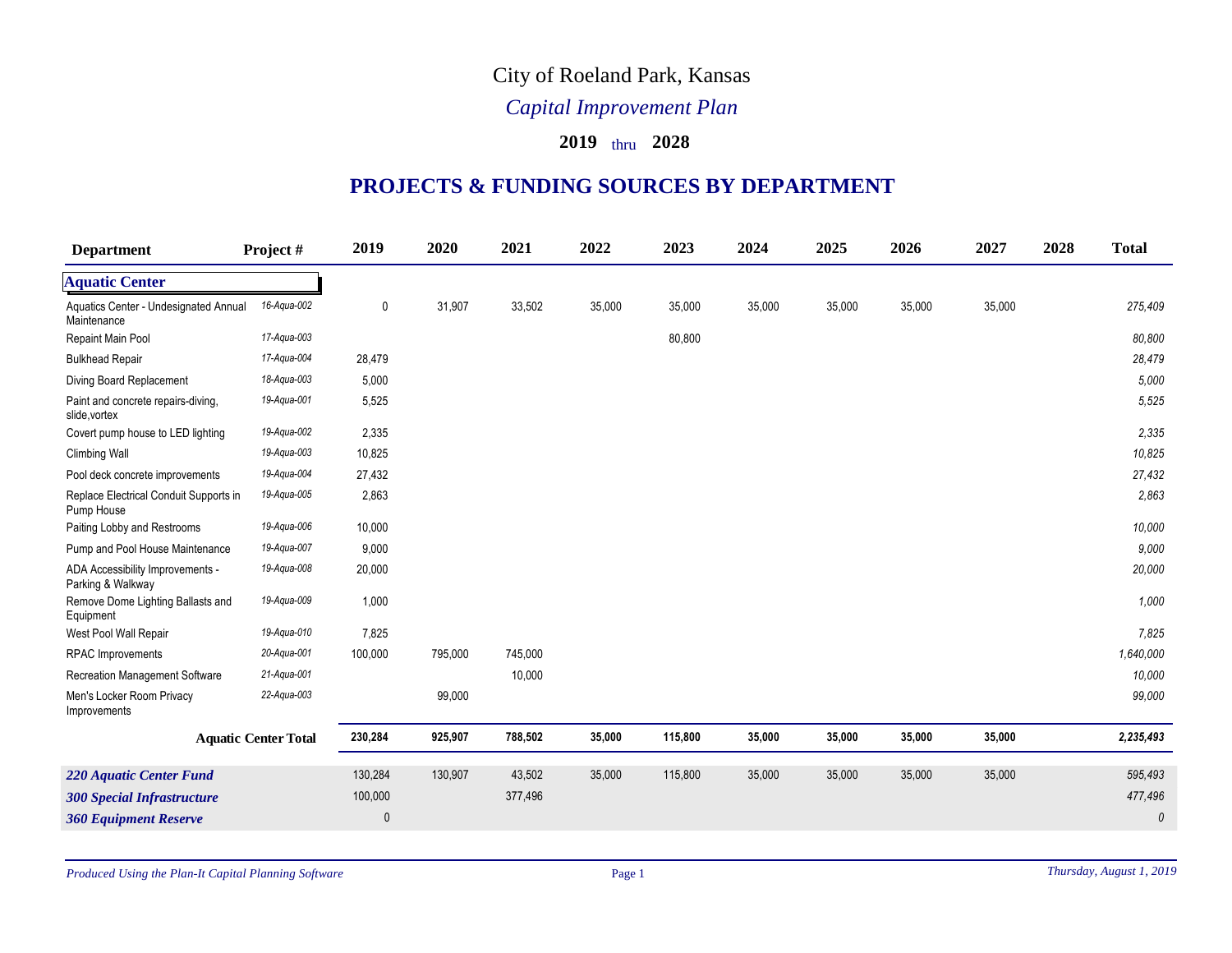# City of Roeland Park, Kansas

## *Capital Improvement Plan*

### 2019 thru 2028

## PROJECTS & FUNDING SOURCES BY DEPARTMENT

| Department | Project # | 2019 | 2020 | 2021 | 2022 | 2023 | 2024 | 2025 | 2026 | 2027 | 2028 | Total |
|---|---|---|---|---|---|---|---|---|---|---|---|---|
| **Aquatic Center** | | | | | | | | | | | | |
| Aquatics Center - Undesignated Annual Maintenance | *16-Aqua-002* | 0 | 31,907 | 33,502 | 35,000 | 35,000 | 35,000 | 35,000 | 35,000 | 35,000 | | *275,409* |
| Repaint Main Pool | *17-Aqua-003* | | | | | 80,800 | | | | | | *80,800* |
| Bulkhead Repair | *17-Aqua-004* | 28,479 | | | | | | | | | | *28,479* |
| Diving Board Replacement | *18-Aqua-003* | 5,000 | | | | | | | | | | *5,000* |
| Paint and concrete repairs-diving, slide,vortex | *19-Aqua-001* | 5,525 | | | | | | | | | | *5,525* |
| Covert pump house to LED lighting | *19-Aqua-002* | 2,335 | | | | | | | | | | *2,335* |
| Climbing Wall | *19-Aqua-003* | 10,825 | | | | | | | | | | *10,825* |
| Pool deck concrete improvements | *19-Aqua-004* | 27,432 | | | | | | | | | | *27,432* |
| Replace Electrical Conduit Supports in Pump House | *19-Aqua-005* | 2,863 | | | | | | | | | | *2,863* |
| Paiting Lobby and Restrooms | *19-Aqua-006* | 10,000 | | | | | | | | | | *10,000* |
| Pump and Pool House Maintenance | *19-Aqua-007* | 9,000 | | | | | | | | | | *9,000* |
| ADA Accessibility Improvements - Parking & Walkway | *19-Aqua-008* | 20,000 | | | | | | | | | | *20,000* |
| Remove Dome Lighting Ballasts and Equipment | *19-Aqua-009* | 1,000 | | | | | | | | | | *1,000* |
| West Pool Wall Repair | *19-Aqua-010* | 7,825 | | | | | | | | | | *7,825* |
| RPAC Improvements | *20-Aqua-001* | 100,000 | 795,000 | 745,000 | | | | | | | | *1,640,000* |
| Recreation Management Software | *21-Aqua-001* | | | 10,000 | | | | | | | | *10,000* |
| Men's Locker Room Privacy Improvements | *22-Aqua-003* | | 99,000 | | | | | | | | | *99,000* |
| **Aquatic Center Total** | | **230,284** | **925,907** | **788,502** | **35,000** | **115,800** | **35,000** | **35,000** | **35,000** | **35,000** | | ***2,235,493*** |
| ***220 Aquatic Center Fund*** | | 130,284 | 130,907 | 43,502 | 35,000 | 115,800 | 35,000 | 35,000 | 35,000 | 35,000 | | *595,493* |
| ***300 Special Infrastructure*** | | 100,000 | | 377,496 | | | | | | | | *477,496* |
| ***360 Equipment Reserve*** | | 0 | | | | | | | | | | *0* |

*Produced Using the Plan-It Capital Planning Software* *Thursday, August 1, 2019*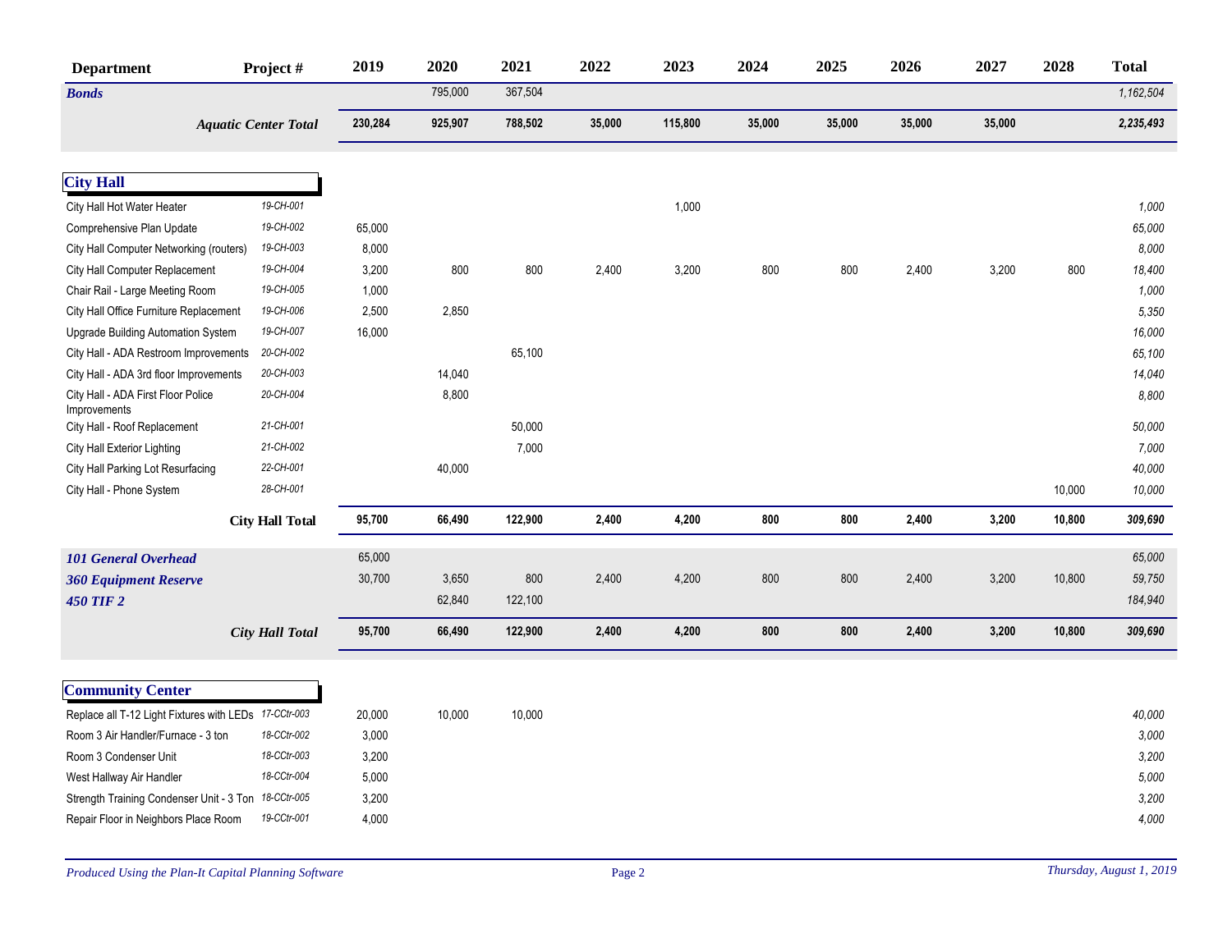| Department | Project # | 2019 | 2020 | 2021 | 2022 | 2023 | 2024 | 2025 | 2026 | 2027 | 2028 | Total |
|---|---|---|---|---|---|---|---|---|---|---|---|---|
| ***Bonds*** | | | 795,000 | 367,504 | | | | | | | | *1,162,504* |
| | ***Aquatic Center Total*** | **230,284** | **925,907** | **788,502** | **35,000** | **115,800** | **35,000** | **35,000** | **35,000** | **35,000** | | ***2,235,493*** |

| Department | Project # | 2019 | 2020 | 2021 | 2022 | 2023 | 2024 | 2025 | 2026 | 2027 | 2028 | Total |
|---|---|---|---|---|---|---|---|---|---|---|---|---|
| **City Hall** | | | | | | | | | | | | |
| City Hall Hot Water Heater | *19-CH-001* | | | | | 1,000 | | | | | | *1,000* |
| Comprehensive Plan Update | *19-CH-002* | 65,000 | | | | | | | | | | *65,000* |
| City Hall Computer Networking (routers) | *19-CH-003* | 8,000 | | | | | | | | | | *8,000* |
| City Hall Computer Replacement | *19-CH-004* | 3,200 | 800 | 800 | 2,400 | 3,200 | 800 | 800 | 2,400 | 3,200 | 800 | *18,400* |
| Chair Rail - Large Meeting Room | *19-CH-005* | 1,000 | | | | | | | | | | *1,000* |
| City Hall Office Furniture Replacement | *19-CH-006* | 2,500 | 2,850 | | | | | | | | | *5,350* |
| Upgrade Building Automation System | *19-CH-007* | 16,000 | | | | | | | | | | *16,000* |
| City Hall - ADA Restroom Improvements | *20-CH-002* | | | 65,100 | | | | | | | | *65,100* |
| City Hall - ADA 3rd floor Improvements | *20-CH-003* | | 14,040 | | | | | | | | | *14,040* |
| City Hall - ADA First Floor Police Improvements | *20-CH-004* | | 8,800 | | | | | | | | | *8,800* |
| City Hall - Roof Replacement | *21-CH-001* | | | 50,000 | | | | | | | | *50,000* |
| City Hall Exterior Lighting | *21-CH-002* | | | 7,000 | | | | | | | | *7,000* |
| City Hall Parking Lot Resurfacing | *22-CH-001* | | 40,000 | | | | | | | | | *40,000* |
| City Hall - Phone System | *28-CH-001* | | | | | | | | | | 10,000 | *10,000* |
| | **City Hall Total** | **95,700** | **66,490** | **122,900** | **2,400** | **4,200** | **800** | **800** | **2,400** | **3,200** | **10,800** | ***309,690*** |
| ***101 General Overhead*** | | 65,000 | | | | | | | | | | *65,000* |
| ***360 Equipment Reserve*** | | 30,700 | 3,650 | 800 | 2,400 | 4,200 | 800 | 800 | 2,400 | 3,200 | 10,800 | *59,750* |
| ***450 TIF 2*** | | | 62,840 | 122,100 | | | | | | | | *184,940* |
| | ***City Hall Total*** | **95,700** | **66,490** | **122,900** | **2,400** | **4,200** | **800** | **800** | **2,400** | **3,200** | **10,800** | ***309,690*** |

| Department | Project # | 2019 | 2020 | 2021 | 2022 | 2023 | 2024 | 2025 | 2026 | 2027 | 2028 | Total |
|---|---|---|---|---|---|---|---|---|---|---|---|---|
| **Community Center** | | | | | | | | | | | | |
| Replace all T-12 Light Fixtures with LEDs | *17-CCtr-003* | 20,000 | 10,000 | 10,000 | | | | | | | | *40,000* |
| Room 3 Air Handler/Furnace - 3 ton | *18-CCtr-002* | 3,000 | | | | | | | | | | *3,000* |
| Room 3 Condenser Unit | *18-CCtr-003* | 3,200 | | | | | | | | | | *3,200* |
| West Hallway Air Handler | *18-CCtr-004* | 5,000 | | | | | | | | | | *5,000* |
| Strength Training Condenser Unit - 3 Ton | *18-CCtr-005* | 3,200 | | | | | | | | | | *3,200* |
| Repair Floor in Neighbors Place Room | *19-CCtr-001* | 4,000 | | | | | | | | | | *4,000* |

*Produced Using the Plan-It Capital Planning Software* — *Thursday, August 1, 2019*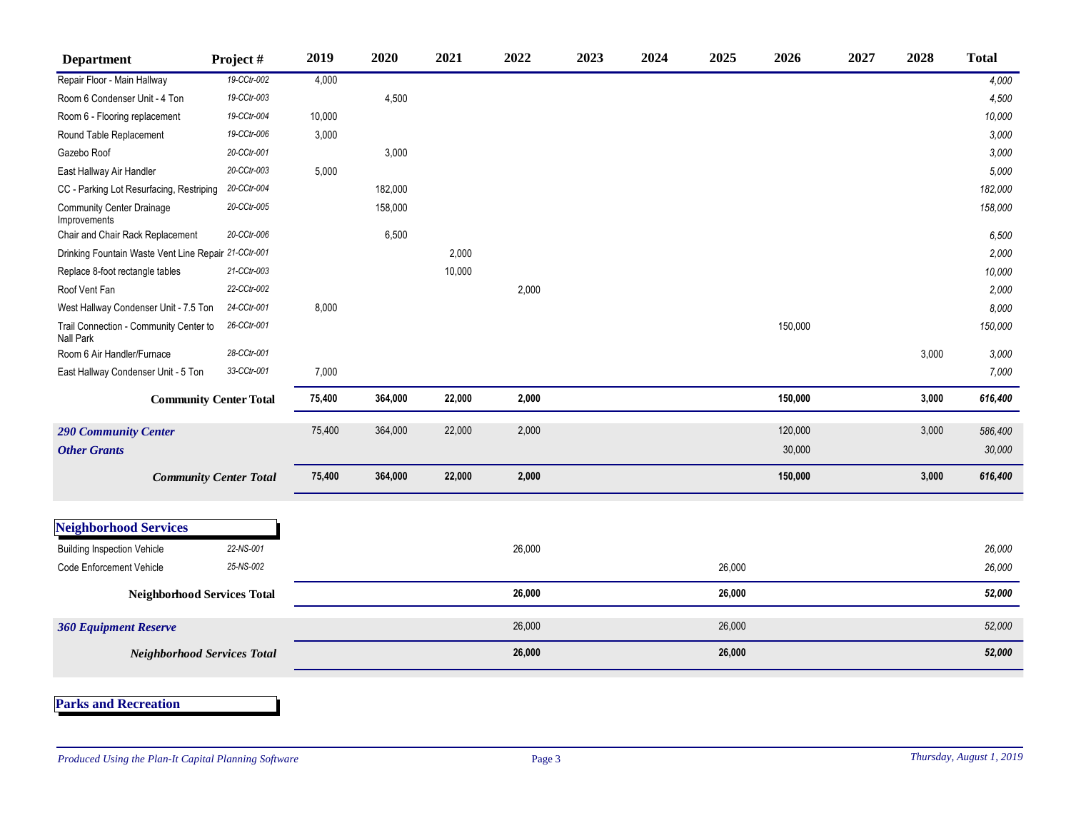| Department | Project # | 2019 | 2020 | 2021 | 2022 | 2023 | 2024 | 2025 | 2026 | 2027 | 2028 | Total |
|---|---|---|---|---|---|---|---|---|---|---|---|---|
| Repair Floor - Main Hallway | 19-CCtr-002 | 4,000 | | | | | | | | | | *4,000* |
| Room 6 Condenser Unit - 4 Ton | 19-CCtr-003 | | 4,500 | | | | | | | | | *4,500* |
| Room 6 - Flooring replacement | 19-CCtr-004 | 10,000 | | | | | | | | | | *10,000* |
| Round Table Replacement | 19-CCtr-006 | 3,000 | | | | | | | | | | *3,000* |
| Gazebo Roof | 20-CCtr-001 | | 3,000 | | | | | | | | | *3,000* |
| East Hallway Air Handler | 20-CCtr-003 | 5,000 | | | | | | | | | | *5,000* |
| CC - Parking Lot Resurfacing, Restriping | 20-CCtr-004 | | 182,000 | | | | | | | | | *182,000* |
| Community Center Drainage Improvements | 20-CCtr-005 | | 158,000 | | | | | | | | | *158,000* |
| Chair and Chair Rack Replacement | 20-CCtr-006 | | 6,500 | | | | | | | | | *6,500* |
| Drinking Fountain Waste Vent Line Repair | 21-CCtr-001 | | | 2,000 | | | | | | | | *2,000* |
| Replace 8-foot rectangle tables | 21-CCtr-003 | | | 10,000 | | | | | | | | *10,000* |
| Roof Vent Fan | 22-CCtr-002 | | | | 2,000 | | | | | | | *2,000* |
| West Hallway Condenser Unit - 7.5 Ton | 24-CCtr-001 | 8,000 | | | | | | | | | | *8,000* |
| Trail Connection - Community Center to Nall Park | 26-CCtr-001 | | | | | | | | 150,000 | | | *150,000* |
| Room 6 Air Handler/Furnace | 28-CCtr-001 | | | | | | | | | | 3,000 | *3,000* |
| East Hallway Condenser Unit - 5 Ton | 33-CCtr-001 | 7,000 | | | | | | | | | | *7,000* |
| **Community Center Total** | | **75,400** | **364,000** | **22,000** | **2,000** | | | | **150,000** | | **3,000** | ***616,400*** |
| ***290 Community Center*** | | 75,400 | 364,000 | 22,000 | 2,000 | | | | 120,000 | | 3,000 | *586,400* |
| ***Other Grants*** | | | | | | | | | 30,000 | | | *30,000* |
| ***Community Center Total*** | | **75,400** | **364,000** | **22,000** | **2,000** | | | | **150,000** | | **3,000** | ***616,400*** |

## Neighborhood Services

| Department | Project # | 2019 | 2020 | 2021 | 2022 | 2023 | 2024 | 2025 | 2026 | 2027 | 2028 | Total |
|---|---|---|---|---|---|---|---|---|---|---|---|---|
| Building Inspection Vehicle | 22-NS-001 | | | | 26,000 | | | | | | | *26,000* |
| Code Enforcement Vehicle | 25-NS-002 | | | | | | | 26,000 | | | | *26,000* |
| **Neighborhood Services Total** | | | | | **26,000** | | | **26,000** | | | | ***52,000*** |
| ***360 Equipment Reserve*** | | | | | 26,000 | | | 26,000 | | | | *52,000* |
| ***Neighborhood Services Total*** | | | | | **26,000** | | | **26,000** | | | | ***52,000*** |

## Parks and Recreation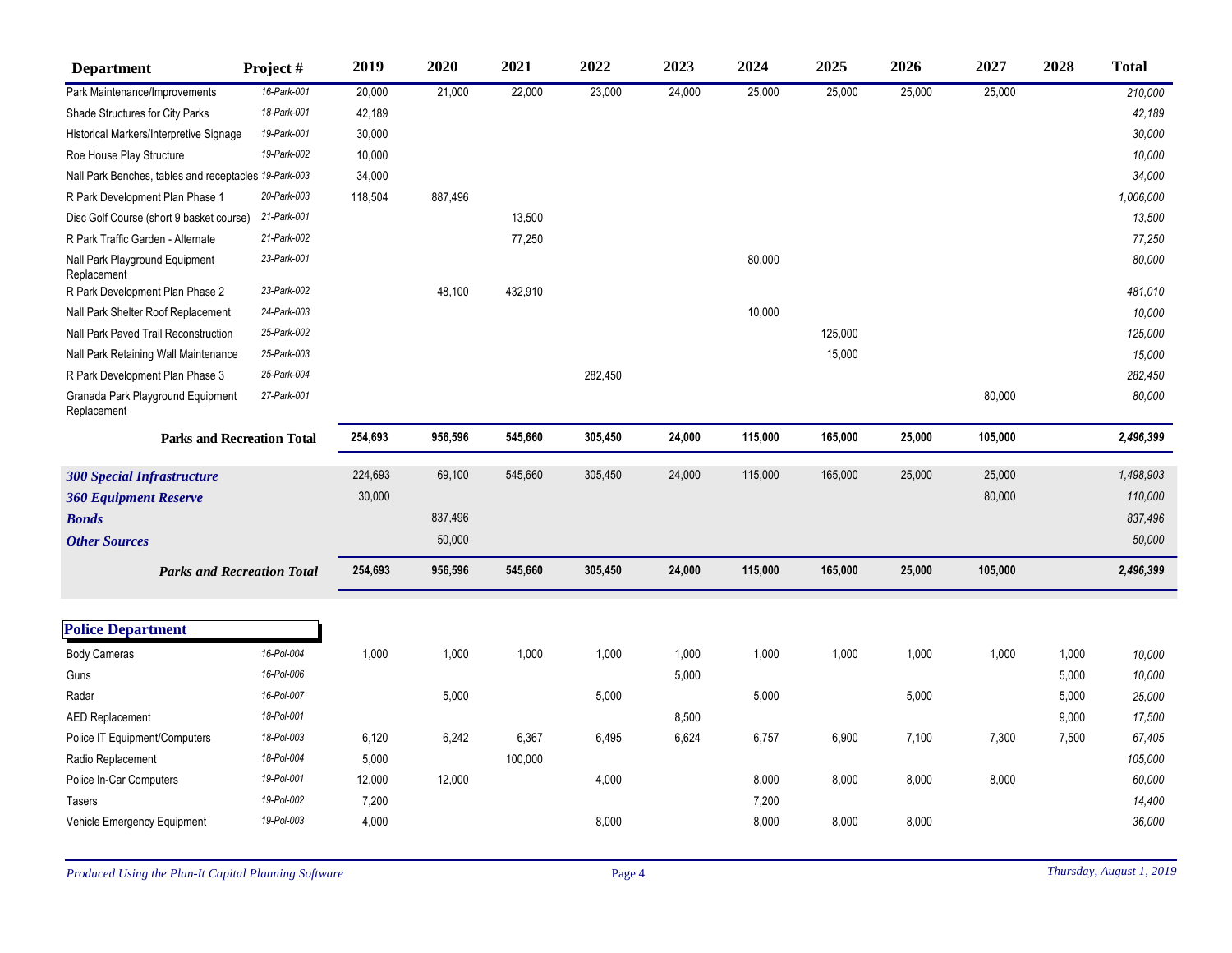| Department | Project # | 2019 | 2020 | 2021 | 2022 | 2023 | 2024 | 2025 | 2026 | 2027 | 2028 | Total |
|---|---|---|---|---|---|---|---|---|---|---|---|---|
| Park Maintenance/Improvements | 16-Park-001 | 20,000 | 21,000 | 22,000 | 23,000 | 24,000 | 25,000 | 25,000 | 25,000 | 25,000 | | 210,000 |
| Shade Structures for City Parks | 18-Park-001 | 42,189 | | | | | | | | | | 42,189 |
| Historical Markers/Interpretive Signage | 19-Park-001 | 30,000 | | | | | | | | | | 30,000 |
| Roe House Play Structure | 19-Park-002 | 10,000 | | | | | | | | | | 10,000 |
| Nall Park Benches, tables and receptacles | 19-Park-003 | 34,000 | | | | | | | | | | 34,000 |
| R Park Development Plan Phase 1 | 20-Park-003 | 118,504 | 887,496 | | | | | | | | | 1,006,000 |
| Disc Golf Course (short 9 basket course) | 21-Park-001 | | | 13,500 | | | | | | | | 13,500 |
| R Park Traffic Garden - Alternate | 21-Park-002 | | | 77,250 | | | | | | | | 77,250 |
| Nall Park Playground Equipment Replacement | 23-Park-001 | | | | | | 80,000 | | | | | 80,000 |
| R Park Development Plan Phase 2 | 23-Park-002 | | 48,100 | 432,910 | | | | | | | | 481,010 |
| Nall Park Shelter Roof Replacement | 24-Park-003 | | | | | | 10,000 | | | | | 10,000 |
| Nall Park Paved Trail Reconstruction | 25-Park-002 | | | | | | | 125,000 | | | | 125,000 |
| Nall Park Retaining Wall Maintenance | 25-Park-003 | | | | | | | 15,000 | | | | 15,000 |
| R Park Development Plan Phase 3 | 25-Park-004 | | | | 282,450 | | | | | | | 282,450 |
| Granada Park Playground Equipment Replacement | 27-Park-001 | | | | | | | | | 80,000 | | 80,000 |
| **Parks and Recreation Total** | | **254,693** | **956,596** | **545,660** | **305,450** | **24,000** | **115,000** | **165,000** | **25,000** | **105,000** | | **2,496,399** |

| Source | | 2019 | 2020 | 2021 | 2022 | 2023 | 2024 | 2025 | 2026 | 2027 | 2028 | Total |
|---|---|---|---|---|---|---|---|---|---|---|---|---|
| ***300 Special Infrastructure*** | | 224,693 | 69,100 | 545,660 | 305,450 | 24,000 | 115,000 | 165,000 | 25,000 | 25,000 | | 1,498,903 |
| ***360 Equipment Reserve*** | | 30,000 | | | | | | | | 80,000 | | 110,000 |
| ***Bonds*** | | | 837,496 | | | | | | | | | 837,496 |
| ***Other Sources*** | | | 50,000 | | | | | | | | | 50,000 |
| ***Parks and Recreation Total*** | | **254,693** | **956,596** | **545,660** | **305,450** | **24,000** | **115,000** | **165,000** | **25,000** | **105,000** | | **2,496,399** |

## Police Department

| Department | Project # | 2019 | 2020 | 2021 | 2022 | 2023 | 2024 | 2025 | 2026 | 2027 | 2028 | Total |
|---|---|---|---|---|---|---|---|---|---|---|---|---|
| Body Cameras | 16-Pol-004 | 1,000 | 1,000 | 1,000 | 1,000 | 1,000 | 1,000 | 1,000 | 1,000 | 1,000 | 1,000 | 10,000 |
| Guns | 16-Pol-006 | | | | | 5,000 | | | | | 5,000 | 10,000 |
| Radar | 16-Pol-007 | | 5,000 | | 5,000 | | 5,000 | | 5,000 | | 5,000 | 25,000 |
| AED Replacement | 18-Pol-001 | | | | | 8,500 | | | | | 9,000 | 17,500 |
| Police IT Equipment/Computers | 18-Pol-003 | 6,120 | 6,242 | 6,367 | 6,495 | 6,624 | 6,757 | 6,900 | 7,100 | 7,300 | 7,500 | 67,405 |
| Radio Replacement | 18-Pol-004 | 5,000 | | 100,000 | | | | | | | | 105,000 |
| Police In-Car Computers | 19-Pol-001 | 12,000 | 12,000 | | 4,000 | | 8,000 | 8,000 | 8,000 | 8,000 | | 60,000 |
| Tasers | 19-Pol-002 | 7,200 | | | | | 7,200 | | | | | 14,400 |
| Vehicle Emergency Equipment | 19-Pol-003 | 4,000 | | | 8,000 | | 8,000 | 8,000 | 8,000 | | | 36,000 |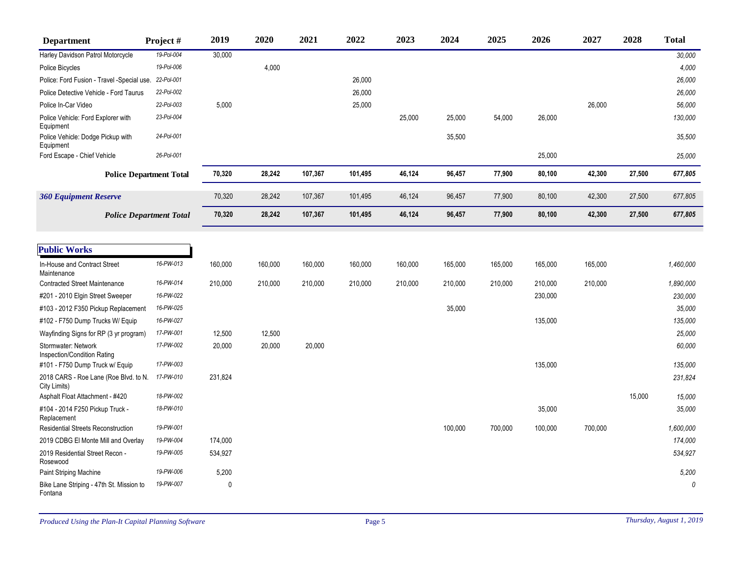| Department | Project # | 2019 | 2020 | 2021 | 2022 | 2023 | 2024 | 2025 | 2026 | 2027 | 2028 | Total |
|---|---|---|---|---|---|---|---|---|---|---|---|---|
| Harley Davidson Patrol Motorcycle | 19-Pol-004 | 30,000 | | | | | | | | | | 30,000 |
| Police Bicycles | 19-Pol-006 | | 4,000 | | | | | | | | | 4,000 |
| Police: Ford Fusion - Travel -Special use. | 22-Pol-001 | | | | 26,000 | | | | | | | 26,000 |
| Police Detective Vehicle - Ford Taurus | 22-Pol-002 | | | | 26,000 | | | | | | | 26,000 |
| Police In-Car Video | 22-Pol-003 | 5,000 | | | 25,000 | | | | | 26,000 | | 56,000 |
| Police Vehicle: Ford Explorer with Equipment | 23-Pol-004 | | | | | 25,000 | 25,000 | 54,000 | 26,000 | | | 130,000 |
| Police Vehicle: Dodge Pickup with Equipment | 24-Pol-001 | | | | | | 35,500 | | | | | 35,500 |
| Ford Escape - Chief Vehicle | 26-Pol-001 | | | | | | | | 25,000 | | | 25,000 |
| **Police Department Total** | | **70,320** | **28,242** | **107,367** | **101,495** | **46,124** | **96,457** | **77,900** | **80,100** | **42,300** | **27,500** | **677,805** |
| ***360 Equipment Reserve*** | | 70,320 | 28,242 | 107,367 | 101,495 | 46,124 | 96,457 | 77,900 | 80,100 | 42,300 | 27,500 | 677,805 |
| ***Police Department Total*** | | **70,320** | **28,242** | **107,367** | **101,495** | **46,124** | **96,457** | **77,900** | **80,100** | **42,300** | **27,500** | **677,805** |

## Public Works

| Department | Project # | 2019 | 2020 | 2021 | 2022 | 2023 | 2024 | 2025 | 2026 | 2027 | 2028 | Total |
|---|---|---|---|---|---|---|---|---|---|---|---|---|
| In-House and Contract Street Maintenance | 16-PW-013 | 160,000 | 160,000 | 160,000 | 160,000 | 160,000 | 165,000 | 165,000 | 165,000 | 165,000 | | 1,460,000 |
| Contracted Street Maintenance | 16-PW-014 | 210,000 | 210,000 | 210,000 | 210,000 | 210,000 | 210,000 | 210,000 | 210,000 | 210,000 | | 1,890,000 |
| #201 - 2010 Elgin Street Sweeper | 16-PW-022 | | | | | | | | 230,000 | | | 230,000 |
| #103 - 2012 F350 Pickup Replacement | 16-PW-025 | | | | | | 35,000 | | | | | 35,000 |
| #102 - F750 Dump Trucks W/ Equip | 16-PW-027 | | | | | | | | 135,000 | | | 135,000 |
| Wayfinding Signs for RP (3 yr program) | 17-PW-001 | 12,500 | 12,500 | | | | | | | | | 25,000 |
| Stormwater: Network Inspection/Condition Rating | 17-PW-002 | 20,000 | 20,000 | 20,000 | | | | | | | | 60,000 |
| #101 - F750 Dump Truck w/ Equip | 17-PW-003 | | | | | | | | 135,000 | | | 135,000 |
| 2018 CARS - Roe Lane (Roe Blvd. to N. City Limits) | 17-PW-010 | 231,824 | | | | | | | | | | 231,824 |
| Asphalt Float Attachment - #420 | 18-PW-002 | | | | | | | | | | 15,000 | 15,000 |
| #104 - 2014 F250 Pickup Truck - Replacement | 18-PW-010 | | | | | | | | 35,000 | | | 35,000 |
| Residential Streets Reconstruction | 19-PW-001 | | | | | | 100,000 | 700,000 | 100,000 | 700,000 | | 1,600,000 |
| 2019 CDBG El Monte Mill and Overlay | 19-PW-004 | 174,000 | | | | | | | | | | 174,000 |
| 2019 Residential Street Recon - Rosewood | 19-PW-005 | 534,927 | | | | | | | | | | 534,927 |
| Paint Striping Machine | 19-PW-006 | 5,200 | | | | | | | | | | 5,200 |
| Bike Lane Striping - 47th St. Mission to Fontana | 19-PW-007 | 0 | | | | | | | | | | 0 |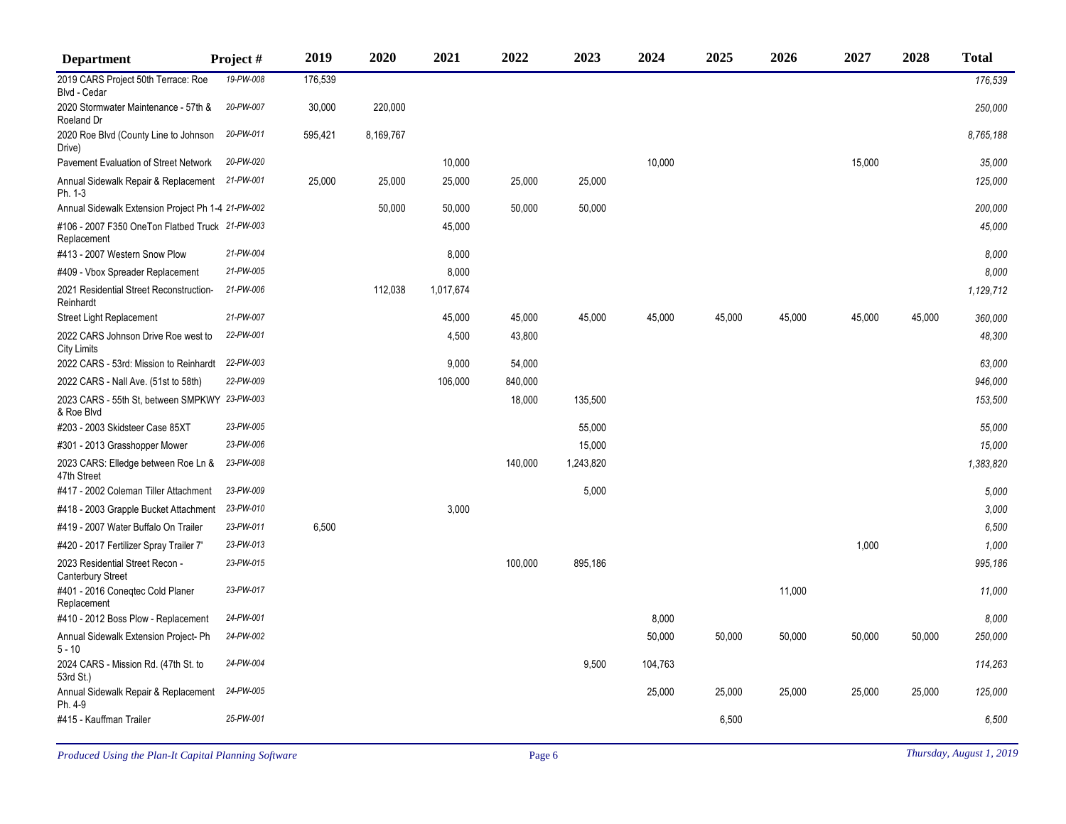| Department | Project # | 2019 | 2020 | 2021 | 2022 | 2023 | 2024 | 2025 | 2026 | 2027 | 2028 | Total |
|---|---|---|---|---|---|---|---|---|---|---|---|---|
| 2019 CARS Project 50th Terrace: Roe Blvd - Cedar | 19-PW-008 | 176,539 | | | | | | | | | | 176,539 |
| 2020 Stormwater Maintenance - 57th & Roeland Dr | 20-PW-007 | 30,000 | 220,000 | | | | | | | | | 250,000 |
| 2020 Roe Blvd (County Line to Johnson Drive) | 20-PW-011 | 595,421 | 8,169,767 | | | | | | | | | 8,765,188 |
| Pavement Evaluation of Street Network | 20-PW-020 | | | 10,000 | | | 10,000 | | | 15,000 | | 35,000 |
| Annual Sidewalk Repair & Replacement Ph. 1-3 | 21-PW-001 | 25,000 | 25,000 | 25,000 | 25,000 | 25,000 | | | | | | 125,000 |
| Annual Sidewalk Extension Project Ph 1-4 | 21-PW-002 | | 50,000 | 50,000 | 50,000 | 50,000 | | | | | | 200,000 |
| #106 - 2007 F350 OneTon Flatbed Truck Replacement | 21-PW-003 | | | 45,000 | | | | | | | | 45,000 |
| #413 - 2007 Western Snow Plow | 21-PW-004 | | | 8,000 | | | | | | | | 8,000 |
| #409 - Vbox Spreader Replacement | 21-PW-005 | | | 8,000 | | | | | | | | 8,000 |
| 2021 Residential Street Reconstruction-Reinhardt | 21-PW-006 | | 112,038 | 1,017,674 | | | | | | | | 1,129,712 |
| Street Light Replacement | 21-PW-007 | | | 45,000 | 45,000 | 45,000 | 45,000 | 45,000 | 45,000 | 45,000 | 45,000 | 360,000 |
| 2022 CARS Johnson Drive Roe west to City Limits | 22-PW-001 | | | 4,500 | 43,800 | | | | | | | 48,300 |
| 2022 CARS - 53rd: Mission to Reinhardt | 22-PW-003 | | | 9,000 | 54,000 | | | | | | | 63,000 |
| 2022 CARS - Nall Ave. (51st to 58th) | 22-PW-009 | | | 106,000 | 840,000 | | | | | | | 946,000 |
| 2023 CARS - 55th St, between SMPKWY & Roe Blvd | 23-PW-003 | | | | 18,000 | 135,500 | | | | | | 153,500 |
| #203 - 2003 Skidsteer Case 85XT | 23-PW-005 | | | | | 55,000 | | | | | | 55,000 |
| #301 - 2013 Grasshopper Mower | 23-PW-006 | | | | | 15,000 | | | | | | 15,000 |
| 2023 CARS: Elledge between Roe Ln & 47th Street | 23-PW-008 | | | | 140,000 | 1,243,820 | | | | | | 1,383,820 |
| #417 - 2002 Coleman Tiller Attachment | 23-PW-009 | | | | | 5,000 | | | | | | 5,000 |
| #418 - 2003 Grapple Bucket Attachment | 23-PW-010 | | | 3,000 | | | | | | | | 3,000 |
| #419 - 2007 Water Buffalo On Trailer | 23-PW-011 | 6,500 | | | | | | | | | | 6,500 |
| #420 - 2017 Fertilizer Spray Trailer 7' | 23-PW-013 | | | | | | | | | 1,000 | | 1,000 |
| 2023 Residential Street Recon - Canterbury Street | 23-PW-015 | | | | 100,000 | 895,186 | | | | | | 995,186 |
| #401 - 2016 Coneqtec Cold Planer Replacement | 23-PW-017 | | | | | | | | 11,000 | | | 11,000 |
| #410 - 2012 Boss Plow - Replacement | 24-PW-001 | | | | | | 8,000 | | | | | 8,000 |
| Annual Sidewalk Extension Project- Ph 5 - 10 | 24-PW-002 | | | | | | 50,000 | 50,000 | 50,000 | 50,000 | 50,000 | 250,000 |
| 2024 CARS - Mission Rd. (47th St. to 53rd St.) | 24-PW-004 | | | | | 9,500 | 104,763 | | | | | 114,263 |
| Annual Sidewalk Repair & Replacement Ph. 4-9 | 24-PW-005 | | | | | | 25,000 | 25,000 | 25,000 | 25,000 | 25,000 | 125,000 |
| #415 - Kauffman Trailer | 25-PW-001 | | | | | | | 6,500 | | | | 6,500 |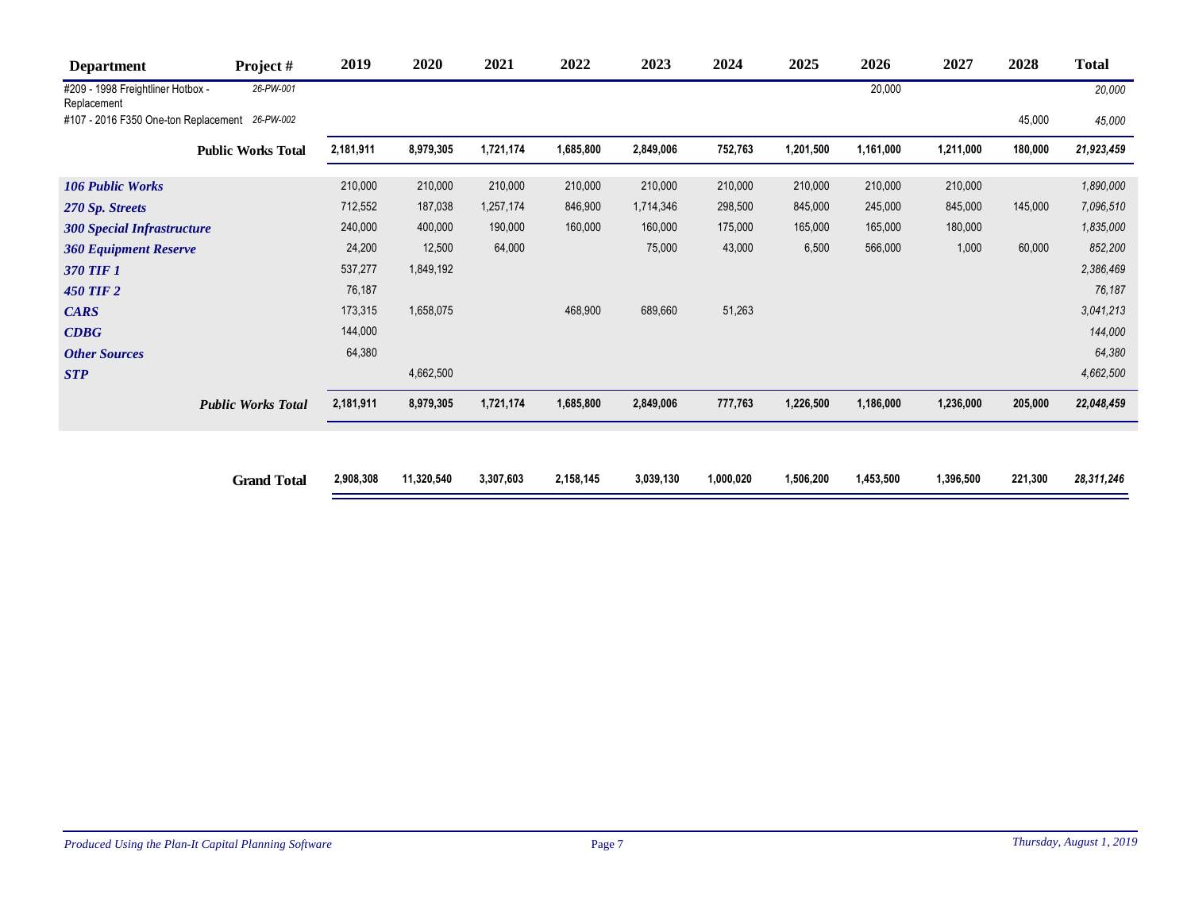| Department | Project # | 2019 | 2020 | 2021 | 2022 | 2023 | 2024 | 2025 | 2026 | 2027 | 2028 | Total |
|---|---|---|---|---|---|---|---|---|---|---|---|---|
| #209 - 1998 Freightliner Hotbox - Replacement | 26-PW-001 | | | | | | | | 20,000 | | | *20,000* |
| #107 - 2016 F350 One-ton Replacement | 26-PW-002 | | | | | | | | | | 45,000 | *45,000* |
| **Public Works Total** | | **2,181,911** | **8,979,305** | **1,721,174** | **1,685,800** | **2,849,006** | **752,763** | **1,201,500** | **1,161,000** | **1,211,000** | **180,000** | ***21,923,459*** |
| ***106 Public Works*** | | 210,000 | 210,000 | 210,000 | 210,000 | 210,000 | 210,000 | 210,000 | 210,000 | 210,000 | | *1,890,000* |
| ***270 Sp. Streets*** | | 712,552 | 187,038 | 1,257,174 | 846,900 | 1,714,346 | 298,500 | 845,000 | 245,000 | 845,000 | 145,000 | *7,096,510* |
| ***300 Special Infrastructure*** | | 240,000 | 400,000 | 190,000 | 160,000 | 160,000 | 175,000 | 165,000 | 165,000 | 180,000 | | *1,835,000* |
| ***360 Equipment Reserve*** | | 24,200 | 12,500 | 64,000 | | 75,000 | 43,000 | 6,500 | 566,000 | 1,000 | 60,000 | *852,200* |
| ***370 TIF 1*** | | 537,277 | 1,849,192 | | | | | | | | | *2,386,469* |
| ***450 TIF 2*** | | 76,187 | | | | | | | | | | *76,187* |
| ***CARS*** | | 173,315 | 1,658,075 | | 468,900 | 689,660 | 51,263 | | | | | *3,041,213* |
| ***CDBG*** | | 144,000 | | | | | | | | | | *144,000* |
| ***Other Sources*** | | 64,380 | | | | | | | | | | *64,380* |
| ***STP*** | | | 4,662,500 | | | | | | | | | *4,662,500* |
| ***Public Works Total*** | | **2,181,911** | **8,979,305** | **1,721,174** | **1,685,800** | **2,849,006** | **777,763** | **1,226,500** | **1,186,000** | **1,236,000** | **205,000** | ***22,048,459*** |
| **Grand Total** | | **2,908,308** | **11,320,540** | **3,307,603** | **2,158,145** | **3,039,130** | **1,000,020** | **1,506,200** | **1,453,500** | **1,396,500** | **221,300** | ***28,311,246*** |

*Produced Using the Plan-It Capital Planning Software*

*Thursday, August 1, 2019*